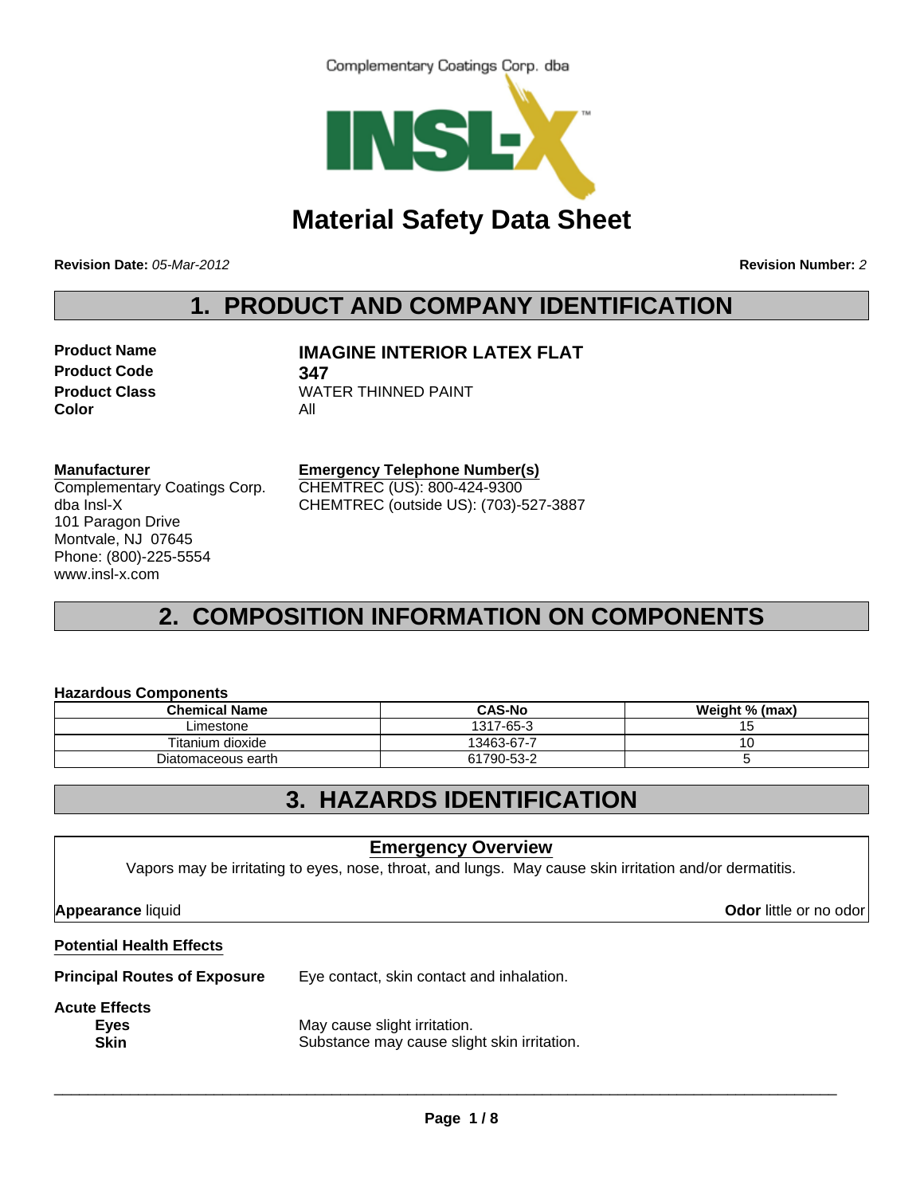Complementary Coatings Corp. dba

INSL-X

# Material Safety Data Sheet

**Revision Date:** *05-Mar-2012* **Revision Number:** *2*

## 1. PRODUCT AND COMPANY IDENTIFICATION

**Product Name** **IMAGINE INTERIOR LATEX FLAT**
**Product Code** **347**
**Product Class** WATER THINNED PAINT
**Color** All

**Manufacturer**
Complementary Coatings Corp.
dba Insl-X
101 Paragon Drive
Montvale, NJ 07645
Phone: (800)-225-5554
www.insl-x.com

**Emergency Telephone Number(s)**
CHEMTREC (US): 800-424-9300
CHEMTREC (outside US): (703)-527-3887

## 2. COMPOSITION INFORMATION ON COMPONENTS

**Hazardous Components**

| Chemical Name | CAS-No | Weight % (max) |
|---|---|---|
| Limestone | 1317-65-3 | 15 |
| Titanium dioxide | 13463-67-7 | 10 |
| Diatomaceous earth | 61790-53-2 | 5 |

## 3. HAZARDS IDENTIFICATION

**Emergency Overview**

Vapors may be irritating to eyes, nose, throat, and lungs. May cause skin irritation and/or dermatitis.

**Appearance** liquid **Odor** little or no odor

**Potential Health Effects**

**Principal Routes of Exposure** Eye contact, skin contact and inhalation.

**Acute Effects**
**Eyes** May cause slight irritation.
**Skin** Substance may cause slight skin irritation.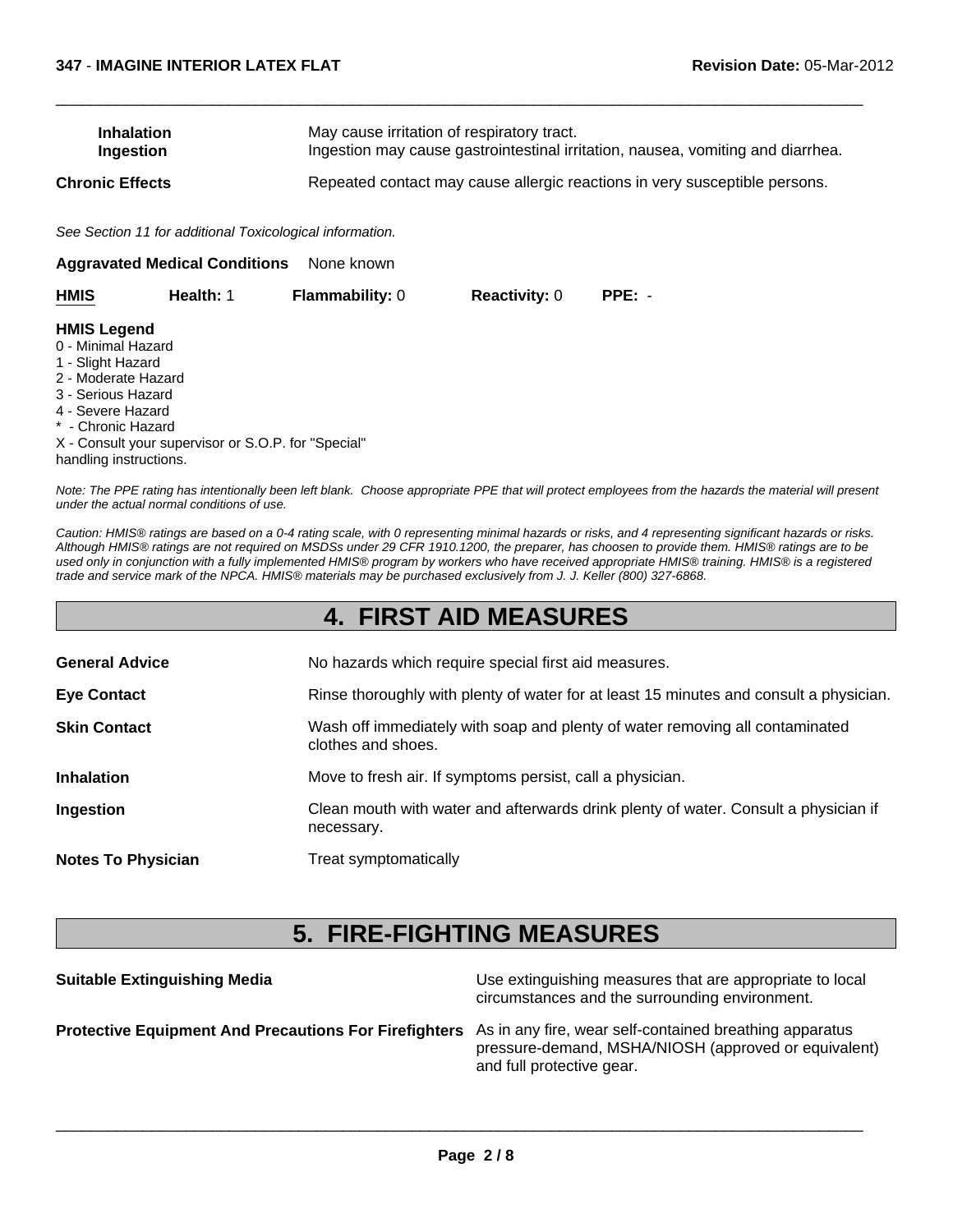| | |
|---|---|
| **Inhalation** | May cause irritation of respiratory tract. |
| **Ingestion** | Ingestion may cause gastrointestinal irritation, nausea, vomiting and diarrhea. |
| **Chronic Effects** | Repeated contact may cause allergic reactions in very susceptible persons. |

*See Section 11 for additional Toxicological information.*

**Aggravated Medical Conditions** None known

| HMIS | Health: 1 | Flammability: 0 | Reactivity: 0 | PPE: - |
|---|---|---|---|---|

**HMIS Legend**
0 - Minimal Hazard
1 - Slight Hazard
2 - Moderate Hazard
3 - Serious Hazard
4 - Severe Hazard
* - Chronic Hazard
X - Consult your supervisor or S.O.P. for "Special" handling instructions.

*Note: The PPE rating has intentionally been left blank. Choose appropriate PPE that will protect employees from the hazards the material will present under the actual normal conditions of use.*

*Caution: HMIS® ratings are based on a 0-4 rating scale, with 0 representing minimal hazards or risks, and 4 representing significant hazards or risks. Although HMIS® ratings are not required on MSDSs under 29 CFR 1910.1200, the preparer, has choosen to provide them. HMIS® ratings are to be used only in conjunction with a fully implemented HMIS® program by workers who have received appropriate HMIS® training. HMIS® is a registered trade and service mark of the NPCA. HMIS® materials may be purchased exclusively from J. J. Keller (800) 327-6868.*

# 4. FIRST AID MEASURES

| | |
|---|---|
| **General Advice** | No hazards which require special first aid measures. |
| **Eye Contact** | Rinse thoroughly with plenty of water for at least 15 minutes and consult a physician. |
| **Skin Contact** | Wash off immediately with soap and plenty of water removing all contaminated clothes and shoes. |
| **Inhalation** | Move to fresh air. If symptoms persist, call a physician. |
| **Ingestion** | Clean mouth with water and afterwards drink plenty of water. Consult a physician if necessary. |
| **Notes To Physician** | Treat symptomatically |

# 5. FIRE-FIGHTING MEASURES

| | |
|---|---|
| **Suitable Extinguishing Media** | Use extinguishing measures that are appropriate to local circumstances and the surrounding environment. |
| **Protective Equipment And Precautions For Firefighters** | As in any fire, wear self-contained breathing apparatus pressure-demand, MSHA/NIOSH (approved or equivalent) and full protective gear. |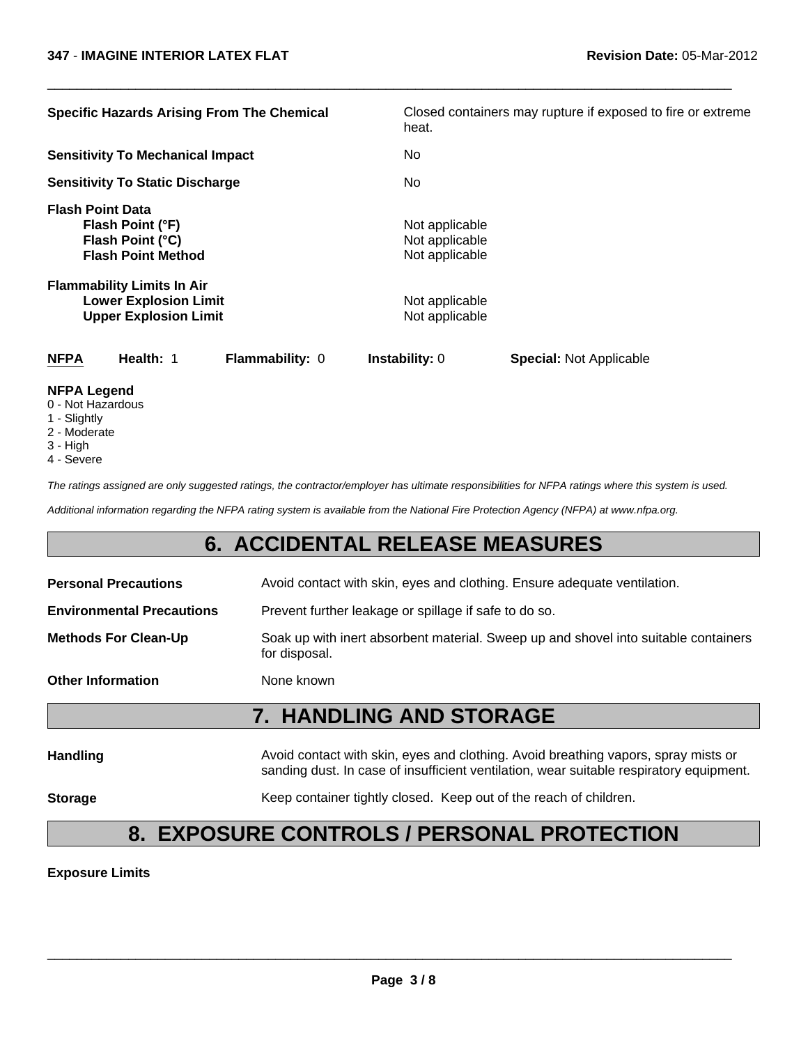**Specific Hazards Arising From The Chemical** — Closed containers may rupture if exposed to fire or extreme heat.

**Sensitivity To Mechanical Impact** — No

**Sensitivity To Static Discharge** — No

**Flash Point Data**

| | |
|---|---|
| **Flash Point (°F)** | Not applicable |
| **Flash Point (°C)** | Not applicable |
| **Flash Point Method** | Not applicable |

**Flammability Limits In Air**

| | |
|---|---|
| **Lower Explosion Limit** | Not applicable |
| **Upper Explosion Limit** | Not applicable |

| **NFPA** | **Health:** 1 | **Flammability:** 0 | **Instability:** 0 | **Special:** Not Applicable |
|---|---|---|---|---|

**NFPA Legend**
0 - Not Hazardous
1 - Slightly
2 - Moderate
3 - High
4 - Severe

*The ratings assigned are only suggested ratings, the contractor/employer has ultimate responsibilities for NFPA ratings where this system is used.*

*Additional information regarding the NFPA rating system is available from the National Fire Protection Agency (NFPA) at www.nfpa.org.*

## 6. ACCIDENTAL RELEASE MEASURES

| | |
|---|---|
| **Personal Precautions** | Avoid contact with skin, eyes and clothing. Ensure adequate ventilation. |
| **Environmental Precautions** | Prevent further leakage or spillage if safe to do so. |
| **Methods For Clean-Up** | Soak up with inert absorbent material. Sweep up and shovel into suitable containers for disposal. |
| **Other Information** | None known |

## 7. HANDLING AND STORAGE

| | |
|---|---|
| **Handling** | Avoid contact with skin, eyes and clothing. Avoid breathing vapors, spray mists or sanding dust. In case of insufficient ventilation, wear suitable respiratory equipment. |
| **Storage** | Keep container tightly closed. Keep out of the reach of children. |

## 8. EXPOSURE CONTROLS / PERSONAL PROTECTION

**Exposure Limits**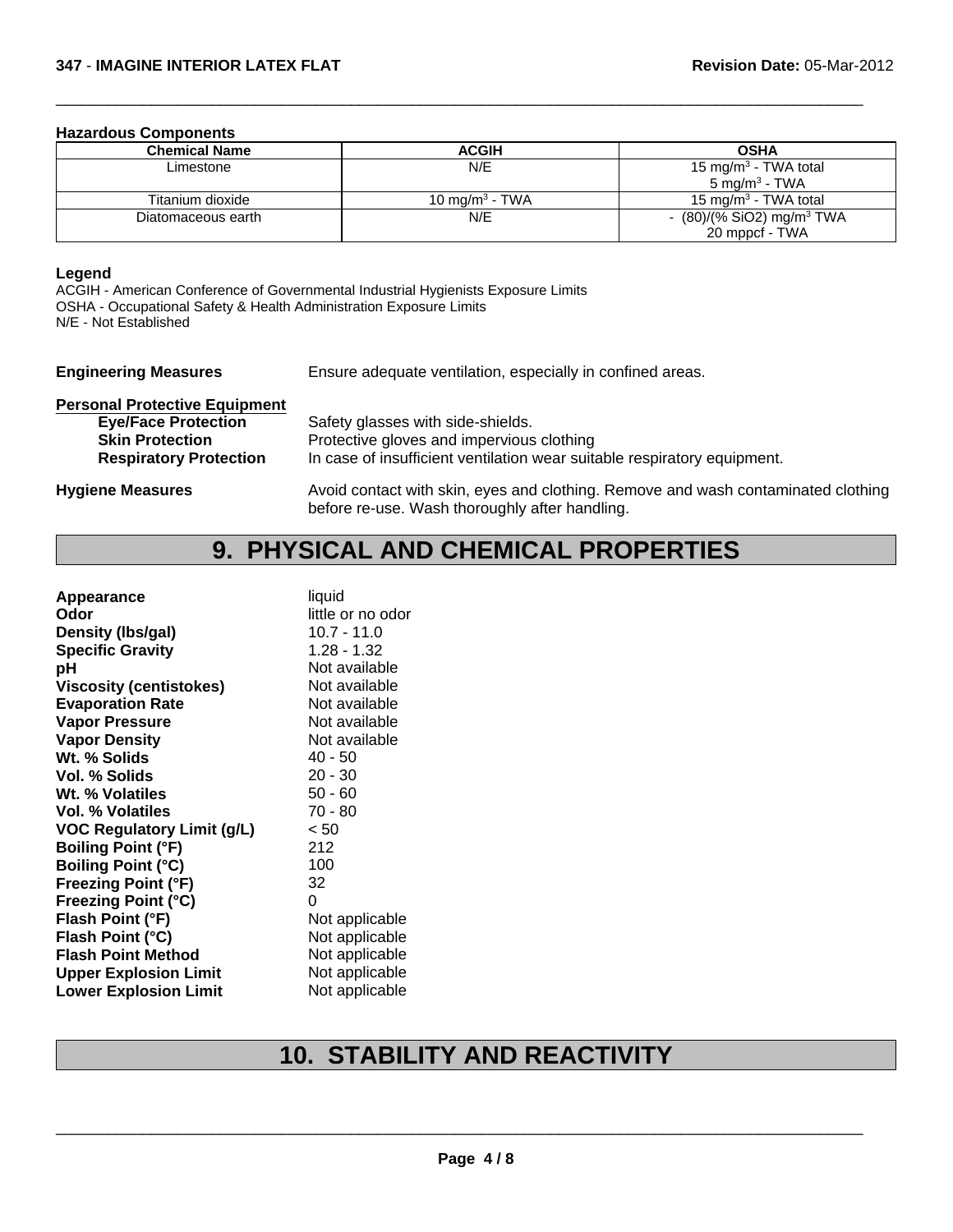**Hazardous Components**

| Chemical Name | ACGIH | OSHA |
|---|---|---|
| Limestone | N/E | 15 $mg/m^3$ - TWA total<br>5 $mg/m^3$ - TWA |
| Titanium dioxide | 10 $mg/m^3$ - TWA | 15 $mg/m^3$ - TWA total |
| Diatomaceous earth | N/E | - (80)/(% $SiO_2$) $mg/m^3$ TWA<br>20 mppcf - TWA |

**Legend**

ACGIH - American Conference of Governmental Industrial Hygienists Exposure Limits
OSHA - Occupational Safety & Health Administration Exposure Limits
N/E - Not Established

**Engineering Measures** Ensure adequate ventilation, especially in confined areas.

**Personal Protective Equipment**

- **Eye/Face Protection** Safety glasses with side-shields.
- **Skin Protection** Protective gloves and impervious clothing
- **Respiratory Protection** In case of insufficient ventilation wear suitable respiratory equipment.

**Hygiene Measures** Avoid contact with skin, eyes and clothing. Remove and wash contaminated clothing before re-use. Wash thoroughly after handling.

# 9. PHYSICAL AND CHEMICAL PROPERTIES

| | |
|---|---|
| **Appearance** | liquid |
| **Odor** | little or no odor |
| **Density (lbs/gal)** | 10.7 - 11.0 |
| **Specific Gravity** | 1.28 - 1.32 |
| **pH** | Not available |
| **Viscosity (centistokes)** | Not available |
| **Evaporation Rate** | Not available |
| **Vapor Pressure** | Not available |
| **Vapor Density** | Not available |
| **Wt. % Solids** | 40 - 50 |
| **Vol. % Solids** | 20 - 30 |
| **Wt. % Volatiles** | 50 - 60 |
| **Vol. % Volatiles** | 70 - 80 |
| **VOC Regulatory Limit (g/L)** | < 50 |
| **Boiling Point (°F)** | 212 |
| **Boiling Point (°C)** | 100 |
| **Freezing Point (°F)** | 32 |
| **Freezing Point (°C)** | 0 |
| **Flash Point (°F)** | Not applicable |
| **Flash Point (°C)** | Not applicable |
| **Flash Point Method** | Not applicable |
| **Upper Explosion Limit** | Not applicable |
| **Lower Explosion Limit** | Not applicable |

# 10. STABILITY AND REACTIVITY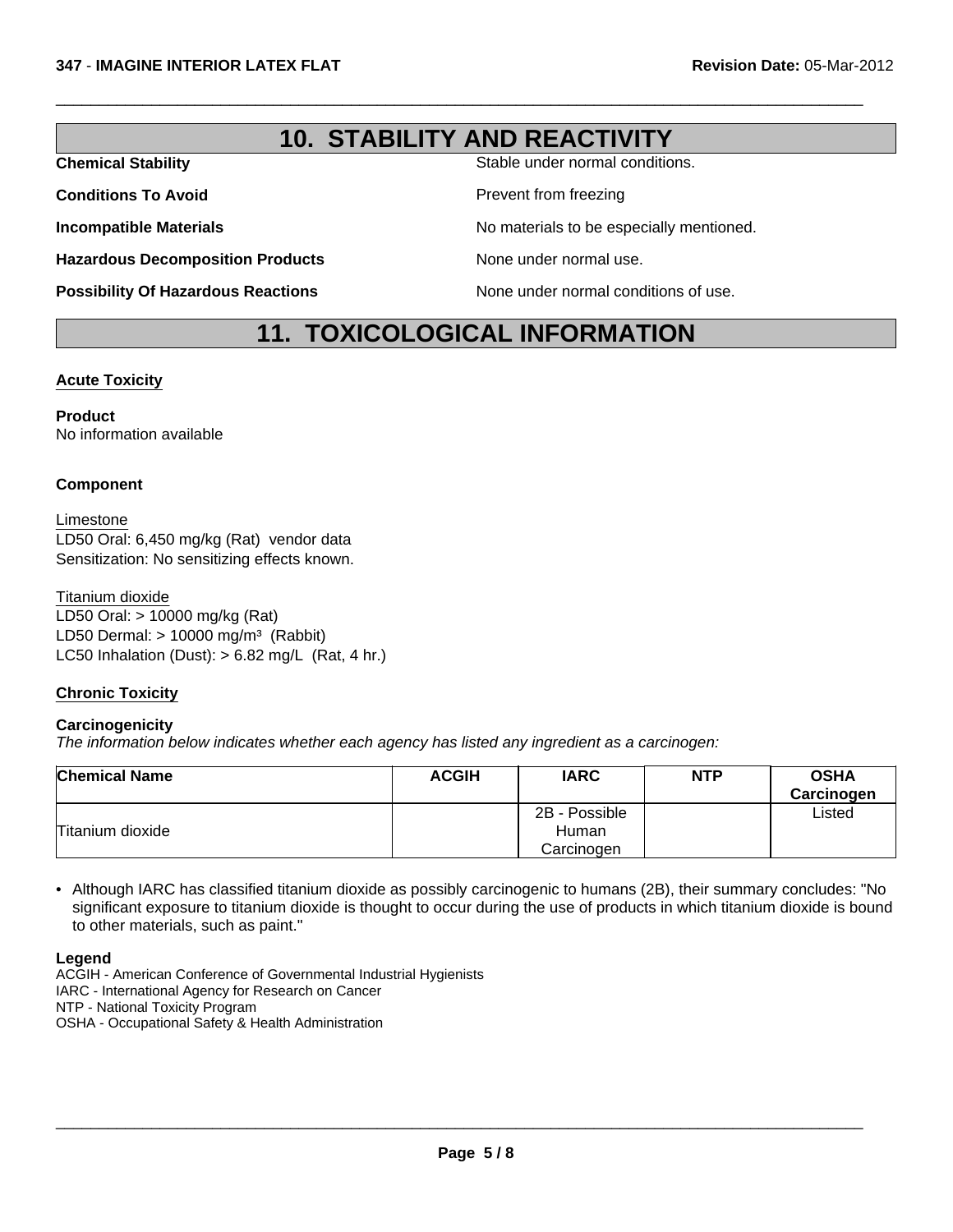## 10. STABILITY AND REACTIVITY

**Chemical Stability** Stable under normal conditions.

**Conditions To Avoid** Prevent from freezing

**Incompatible Materials** No materials to be especially mentioned.

**Hazardous Decomposition Products** None under normal use.

**Possibility Of Hazardous Reactions** None under normal conditions of use.

## 11. TOXICOLOGICAL INFORMATION

### Acute Toxicity

**Product**
No information available

**Component**

Limestone
LD50 Oral: 6,450 mg/kg (Rat) vendor data
Sensitization: No sensitizing effects known.

Titanium dioxide
LD50 Oral: > 10000 mg/kg (Rat)
LD50 Dermal: > 10000 $mg/m^3$ (Rabbit)
LC50 Inhalation (Dust): > 6.82 mg/L (Rat, 4 hr.)

### Chronic Toxicity

**Carcinogenicity**
*The information below indicates whether each agency has listed any ingredient as a carcinogen:*

| Chemical Name | ACGIH | IARC | NTP | OSHA Carcinogen |
|---|---|---|---|---|
| Titanium dioxide | | 2B - Possible Human Carcinogen | | Listed |

- Although IARC has classified titanium dioxide as possibly carcinogenic to humans (2B), their summary concludes: "No significant exposure to titanium dioxide is thought to occur during the use of products in which titanium dioxide is bound to other materials, such as paint."

**Legend**
ACGIH - American Conference of Governmental Industrial Hygienists
IARC - International Agency for Research on Cancer
NTP - National Toxicity Program
OSHA - Occupational Safety & Health Administration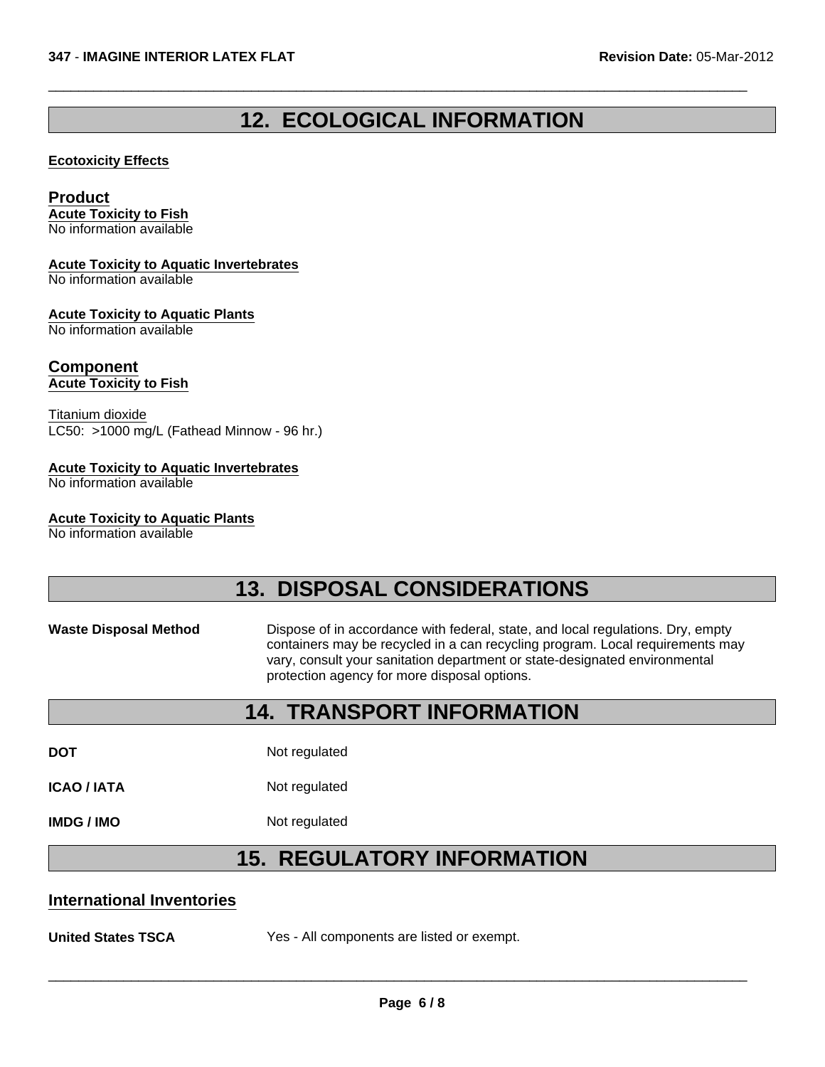## 12. ECOLOGICAL INFORMATION

**Ecotoxicity Effects**

### Product

**Acute Toxicity to Fish**
No information available

**Acute Toxicity to Aquatic Invertebrates**
No information available

**Acute Toxicity to Aquatic Plants**
No information available

### Component

**Acute Toxicity to Fish**

Titanium dioxide
LC50: >1000 mg/L (Fathead Minnow - 96 hr.)

**Acute Toxicity to Aquatic Invertebrates**
No information available

**Acute Toxicity to Aquatic Plants**
No information available

## 13. DISPOSAL CONSIDERATIONS

**Waste Disposal Method** Dispose of in accordance with federal, state, and local regulations. Dry, empty containers may be recycled in a can recycling program. Local requirements may vary, consult your sanitation department or state-designated environmental protection agency for more disposal options.

## 14. TRANSPORT INFORMATION

**DOT** Not regulated

**ICAO / IATA** Not regulated

**IMDG / IMO** Not regulated

## 15. REGULATORY INFORMATION

### International Inventories

**United States TSCA** Yes - All components are listed or exempt.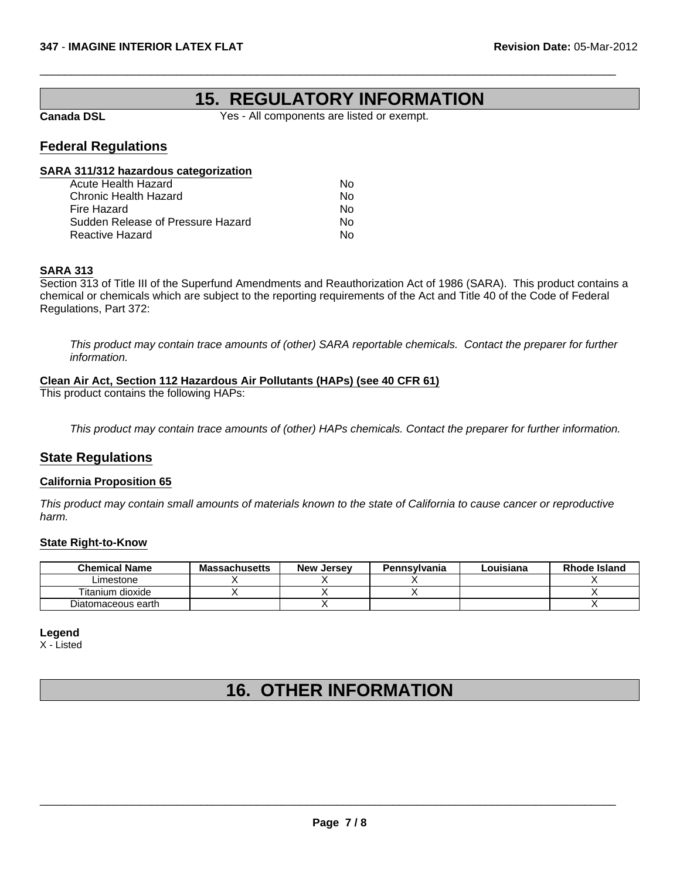## 15. REGULATORY INFORMATION

**Canada DSL** Yes - All components are listed or exempt.

### Federal Regulations

**SARA 311/312 hazardous categorization**

| | |
|---|---|
| Acute Health Hazard | No |
| Chronic Health Hazard | No |
| Fire Hazard | No |
| Sudden Release of Pressure Hazard | No |
| Reactive Hazard | No |

**SARA 313**

Section 313 of Title III of the Superfund Amendments and Reauthorization Act of 1986 (SARA). This product contains a chemical or chemicals which are subject to the reporting requirements of the Act and Title 40 of the Code of Federal Regulations, Part 372:

*This product may contain trace amounts of (other) SARA reportable chemicals. Contact the preparer for further information.*

**Clean Air Act, Section 112 Hazardous Air Pollutants (HAPs) (see 40 CFR 61)**

This product contains the following HAPs:

*This product may contain trace amounts of (other) HAPs chemicals. Contact the preparer for further information.*

### State Regulations

**California Proposition 65**

*This product may contain small amounts of materials known to the state of California to cause cancer or reproductive harm.*

**State Right-to-Know**

| Chemical Name | Massachusetts | New Jersey | Pennsylvania | Louisiana | Rhode Island |
|---|---|---|---|---|---|
| Limestone | X | X | X | | X |
| Titanium dioxide | X | X | X | | X |
| Diatomaceous earth | | X | | | X |

**Legend**

X - Listed

## 16. OTHER INFORMATION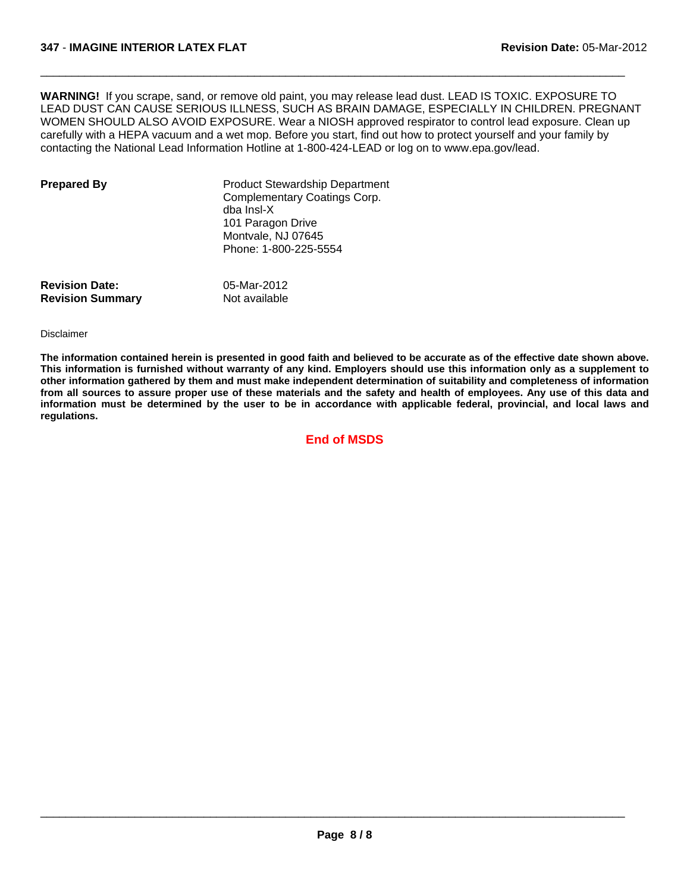**WARNING!** If you scrape, sand, or remove old paint, you may release lead dust. LEAD IS TOXIC. EXPOSURE TO LEAD DUST CAN CAUSE SERIOUS ILLNESS, SUCH AS BRAIN DAMAGE, ESPECIALLY IN CHILDREN. PREGNANT WOMEN SHOULD ALSO AVOID EXPOSURE. Wear a NIOSH approved respirator to control lead exposure. Clean up carefully with a HEPA vacuum and a wet mop. Before you start, find out how to protect yourself and your family by contacting the National Lead Information Hotline at 1-800-424-LEAD or log on to www.epa.gov/lead.

| | |
|---|---|
| **Prepared By** | Product Stewardship Department<br>Complementary Coatings Corp.<br>dba Insl-X<br>101 Paragon Drive<br>Montvale, NJ 07645<br>Phone: 1-800-225-5554 |
| **Revision Date:** | 05-Mar-2012 |
| **Revision Summary** | Not available |

Disclaimer

**The information contained herein is presented in good faith and believed to be accurate as of the effective date shown above. This information is furnished without warranty of any kind. Employers should use this information only as a supplement to other information gathered by them and must make independent determination of suitability and completeness of information from all sources to assure proper use of these materials and the safety and health of employees. Any use of this data and information must be determined by the user to be in accordance with applicable federal, provincial, and local laws and regulations.**

**End of MSDS**